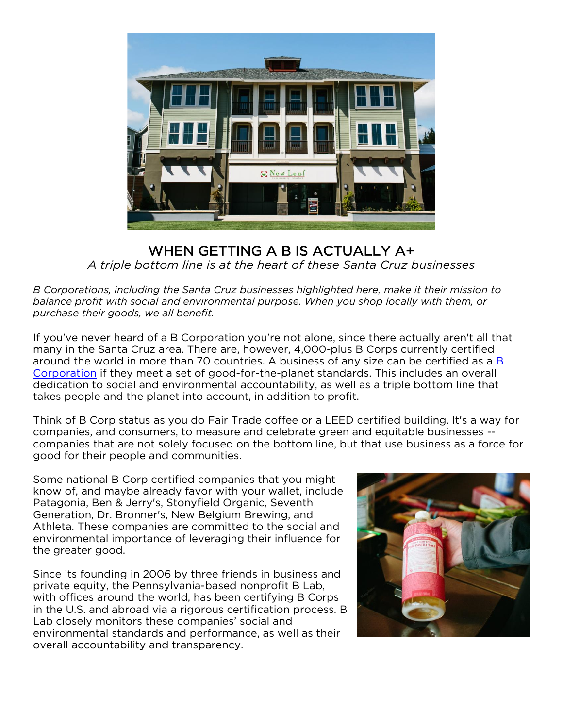# WHEN GETTING A B IS ACTUALLY A+

*A triple bottom line is at the heart of these Santa Cruz businesses*

*B Corporations, including the Santa Cruz businesses highlighted here, make it their mission to balance profit with social and environmental purpose. When you shop locally with them, or purchase their goods, we all benefit.*

If you've never heard of a B Corporation you're not alone, since there actually aren't all that many in the Santa Cruz area. There are, however, 4,000-plus B Corps currently certified around the world in more than 70 countries. A business of any size can be certified as a B Corporation if they meet a set of good-for-the-planet standards. This includes an overall dedication to social and environmental accountability, as well as a triple bottom line that takes people and the planet into account, in addition to profit.

Think of B Corp status as you do Fair Trade coffee or a LEED certified building. It's a way for companies, and consumers, to measure and celebrate green and equitable businesses -- companies that are not solely focused on the bottom line, but that use business as a force for good for their people and communities.

Some national B Corp certified companies that you might know of, and maybe already favor with your wallet, include Patagonia, Ben & Jerry's, Stonyfield Organic, Seventh Generation, Dr. Bronner's, New Belgium Brewing, and Athleta. These companies are committed to the social and environmental importance of leveraging their influence for the greater good.

Since its founding in 2006 by three friends in business and private equity, the Pennsylvania-based nonprofit B Lab, with offices around the world, has been certifying B Corps in the U.S. and abroad via a rigorous certification process. B Lab closely monitors these companies' social and environmental standards and performance, as well as their overall accountability and transparency.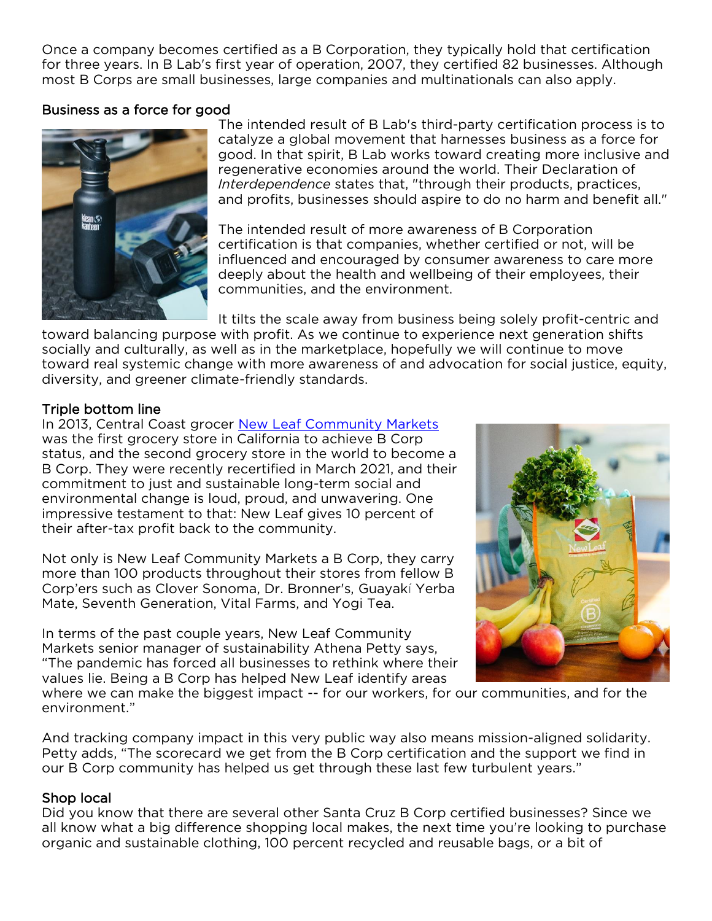Once a company becomes certified as a B Corporation, they typically hold that certification for three years. In B Lab's first year of operation, 2007, they certified 82 businesses. Although most B Corps are small businesses, large companies and multinationals can also apply.

### Business as a force for good

The intended result of B Lab's third-party certification process is to catalyze a global movement that harnesses business as a force for good. In that spirit, B Lab works toward creating more inclusive and regenerative economies around the world. Their Declaration of *Interdependence* states that, "through their products, practices, and profits, businesses should aspire to do no harm and benefit all."

The intended result of more awareness of B Corporation certification is that companies, whether certified or not, will be influenced and encouraged by consumer awareness to care more deeply about the health and wellbeing of their employees, their communities, and the environment.

It tilts the scale away from business being solely profit-centric and toward balancing purpose with profit. As we continue to experience next generation shifts socially and culturally, as well as in the marketplace, hopefully we will continue to move toward real systemic change with more awareness of and advocation for social justice, equity, diversity, and greener climate-friendly standards.

### Triple bottom line

In 2013, Central Coast grocer [New Leaf Community Markets] was the first grocery store in California to achieve B Corp status, and the second grocery store in the world to become a B Corp. They were recently recertified in March 2021, and their commitment to just and sustainable long-term social and environmental change is loud, proud, and unwavering. One impressive testament to that: New Leaf gives 10 percent of their after-tax profit back to the community.

Not only is New Leaf Community Markets a B Corp, they carry more than 100 products throughout their stores from fellow B Corp'ers such as Clover Sonoma, Dr. Bronner's, Guayakí Yerba Mate, Seventh Generation, Vital Farms, and Yogi Tea.

In terms of the past couple years, New Leaf Community Markets senior manager of sustainability Athena Petty says, "The pandemic has forced all businesses to rethink where their values lie. Being a B Corp has helped New Leaf identify areas where we can make the biggest impact -- for our workers, for our communities, and for the environment."

And tracking company impact in this very public way also means mission-aligned solidarity. Petty adds, "The scorecard we get from the B Corp certification and the support we find in our B Corp community has helped us get through these last few turbulent years."

### Shop local

Did you know that there are several other Santa Cruz B Corp certified businesses? Since we all know what a big difference shopping local makes, the next time you're looking to purchase organic and sustainable clothing, 100 percent recycled and reusable bags, or a bit of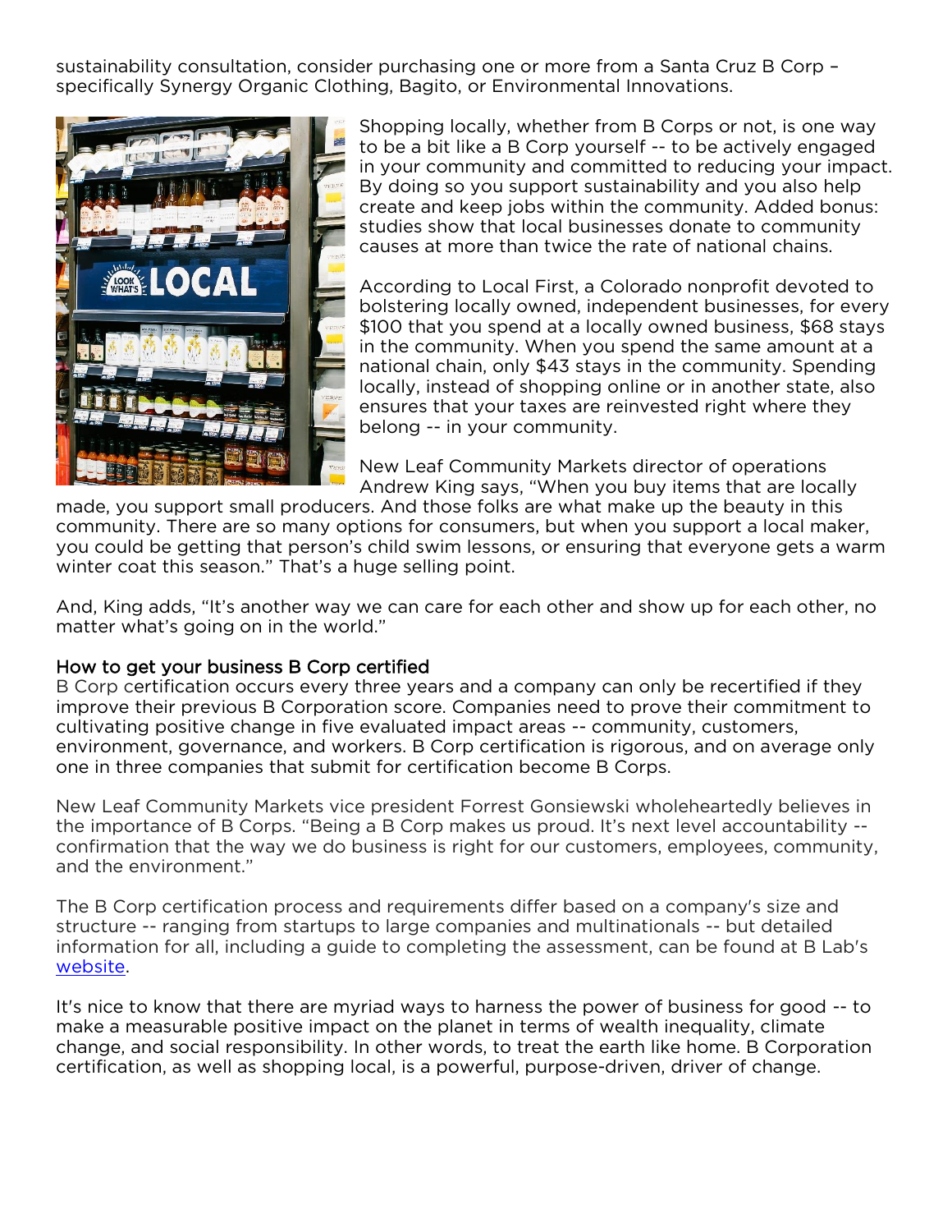sustainability consultation, consider purchasing one or more from a Santa Cruz B Corp – specifically Synergy Organic Clothing, Bagito, or Environmental Innovations.

Shopping locally, whether from B Corps or not, is one way to be a bit like a B Corp yourself -- to be actively engaged in your community and committed to reducing your impact. By doing so you support sustainability and you also help create and keep jobs within the community. Added bonus: studies show that local businesses donate to community causes at more than twice the rate of national chains.

According to Local First, a Colorado nonprofit devoted to bolstering locally owned, independent businesses, for every $100 that you spend at a locally owned business, $68 stays in the community. When you spend the same amount at a national chain, only $43 stays in the community. Spending locally, instead of shopping online or in another state, also ensures that your taxes are reinvested right where they belong -- in your community.

New Leaf Community Markets director of operations Andrew King says, “When you buy items that are locally made, you support small producers. And those folks are what make up the beauty in this community. There are so many options for consumers, but when you support a local maker, you could be getting that person’s child swim lessons, or ensuring that everyone gets a warm winter coat this season.” That’s a huge selling point.

And, King adds, “It’s another way we can care for each other and show up for each other, no matter what’s going on in the world.”

### How to get your business B Corp certified

B Corp certification occurs every three years and a company can only be recertified if they improve their previous B Corporation score. Companies need to prove their commitment to cultivating positive change in five evaluated impact areas -- community, customers, environment, governance, and workers. B Corp certification is rigorous, and on average only one in three companies that submit for certification become B Corps.

New Leaf Community Markets vice president Forrest Gonsiewski wholeheartedly believes in the importance of B Corps. “Being a B Corp makes us proud. It’s next level accountability -- confirmation that the way we do business is right for our customers, employees, community, and the environment.”

The B Corp certification process and requirements differ based on a company's size and structure -- ranging from startups to large companies and multinationals -- but detailed information for all, including a guide to completing the assessment, can be found at B Lab's website.

It's nice to know that there are myriad ways to harness the power of business for good -- to make a measurable positive impact on the planet in terms of wealth inequality, climate change, and social responsibility. In other words, to treat the earth like home. B Corporation certification, as well as shopping local, is a powerful, purpose-driven, driver of change.